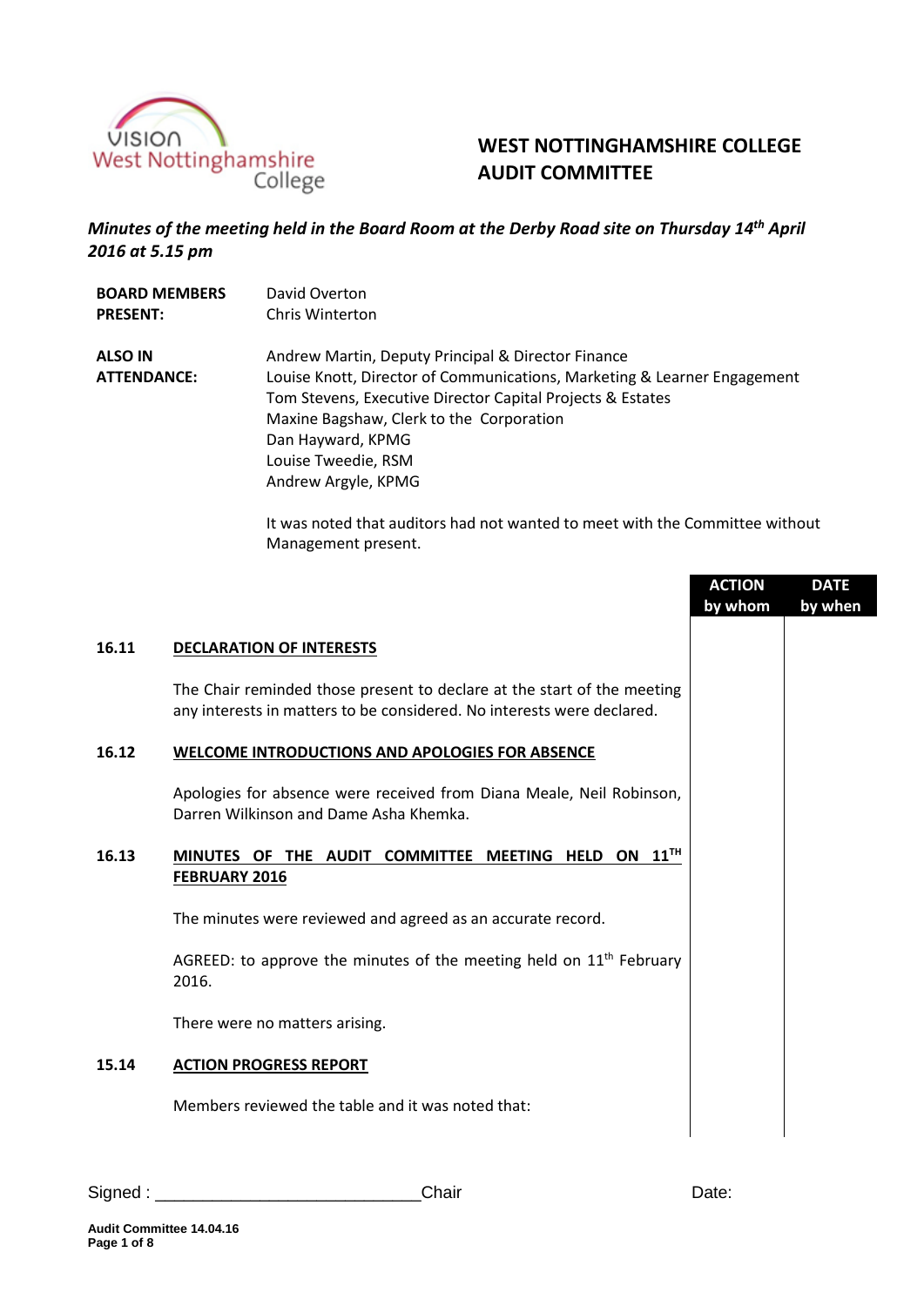# WEST NOTTINGHAMSHIRE COLLEGE AUDIT COMMITTEE

***Minutes of the meeting held in the Board Room at the Derby Road site on Thursday 14th April 2016 at 5.15 pm***

**BOARD MEMBERS PRESENT:**
David Overton
Chris Winterton

**ALSO IN ATTENDANCE:**
Andrew Martin, Deputy Principal & Director Finance
Louise Knott, Director of Communications, Marketing & Learner Engagement
Tom Stevens, Executive Director Capital Projects & Estates
Maxine Bagshaw, Clerk to the Corporation
Dan Hayward, KPMG
Louise Tweedie, RSM
Andrew Argyle, KPMG

It was noted that auditors had not wanted to meet with the Committee without Management present.

| | | ACTION by whom | DATE by when |
|---|---|---|---|

**16.11 DECLARATION OF INTERESTS**

The Chair reminded those present to declare at the start of the meeting any interests in matters to be considered. No interests were declared.

**16.12 WELCOME INTRODUCTIONS AND APOLOGIES FOR ABSENCE**

Apologies for absence were received from Diana Meale, Neil Robinson, Darren Wilkinson and Dame Asha Khemka.

**16.13 MINUTES OF THE AUDIT COMMITTEE MEETING HELD ON 11TH FEBRUARY 2016**

The minutes were reviewed and agreed as an accurate record.

AGREED: to approve the minutes of the meeting held on 11th February 2016.

There were no matters arising.

**15.14 ACTION PROGRESS REPORT**

Members reviewed the table and it was noted that:

Signed : ____________________________Chair Date: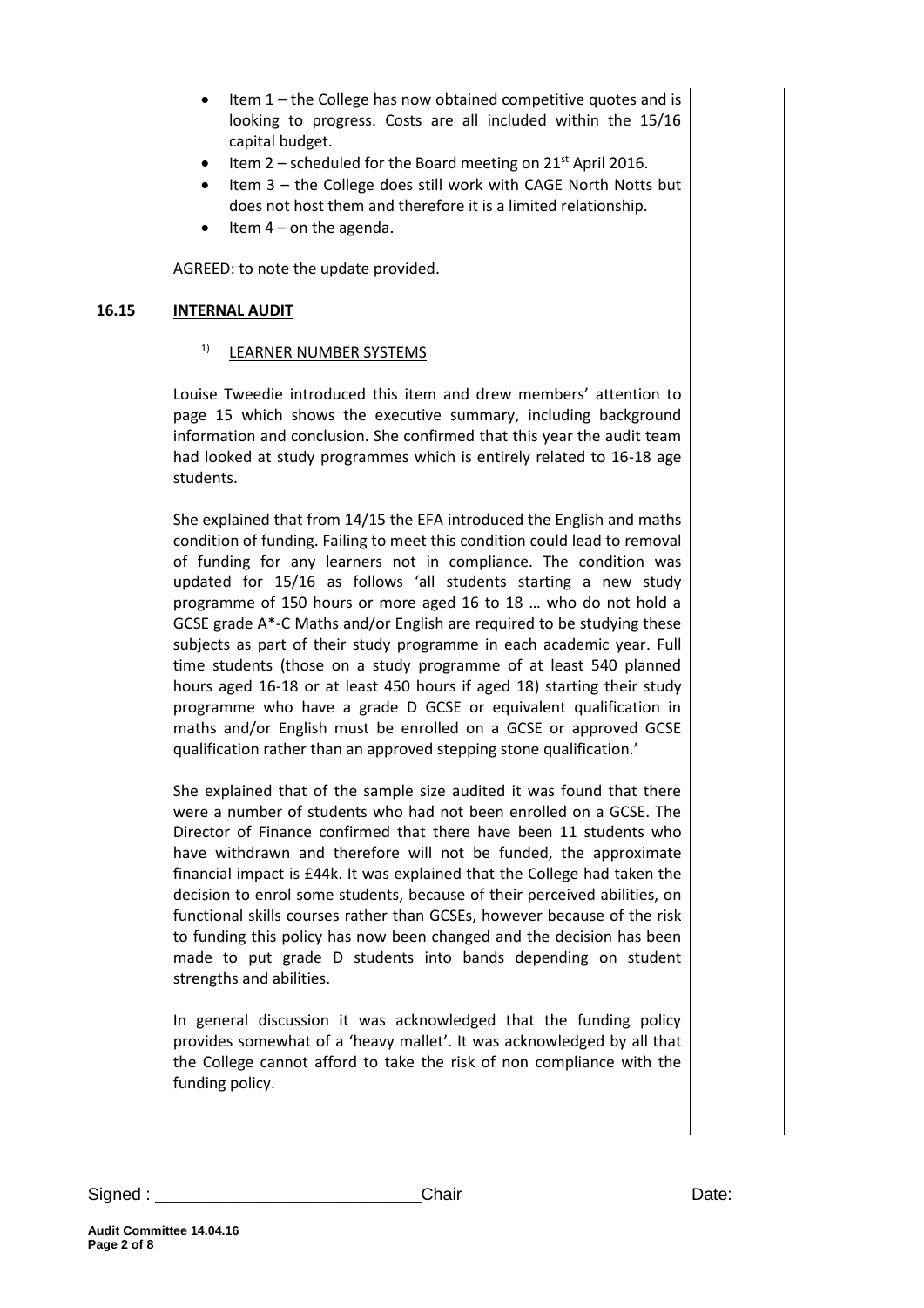- Item 1 – the College has now obtained competitive quotes and is looking to progress. Costs are all included within the 15/16 capital budget.
- Item 2 – scheduled for the Board meeting on 21st April 2016.
- Item 3 – the College does still work with CAGE North Notts but does not host them and therefore it is a limited relationship.
- Item 4 – on the agenda.

AGREED: to note the update provided.

**16.15 INTERNAL AUDIT**

1) LEARNER NUMBER SYSTEMS

Louise Tweedie introduced this item and drew members' attention to page 15 which shows the executive summary, including background information and conclusion. She confirmed that this year the audit team had looked at study programmes which is entirely related to 16-18 age students.

She explained that from 14/15 the EFA introduced the English and maths condition of funding. Failing to meet this condition could lead to removal of funding for any learners not in compliance. The condition was updated for 15/16 as follows 'all students starting a new study programme of 150 hours or more aged 16 to 18 … who do not hold a GCSE grade A*-C Maths and/or English are required to be studying these subjects as part of their study programme in each academic year. Full time students (those on a study programme of at least 540 planned hours aged 16-18 or at least 450 hours if aged 18) starting their study programme who have a grade D GCSE or equivalent qualification in maths and/or English must be enrolled on a GCSE or approved GCSE qualification rather than an approved stepping stone qualification.'

She explained that of the sample size audited it was found that there were a number of students who had not been enrolled on a GCSE. The Director of Finance confirmed that there have been 11 students who have withdrawn and therefore will not be funded, the approximate financial impact is £44k. It was explained that the College had taken the decision to enrol some students, because of their perceived abilities, on functional skills courses rather than GCSEs, however because of the risk to funding this policy has now been changed and the decision has been made to put grade D students into bands depending on student strengths and abilities.

In general discussion it was acknowledged that the funding policy provides somewhat of a 'heavy mallet'. It was acknowledged by all that the College cannot afford to take the risk of non compliance with the funding policy.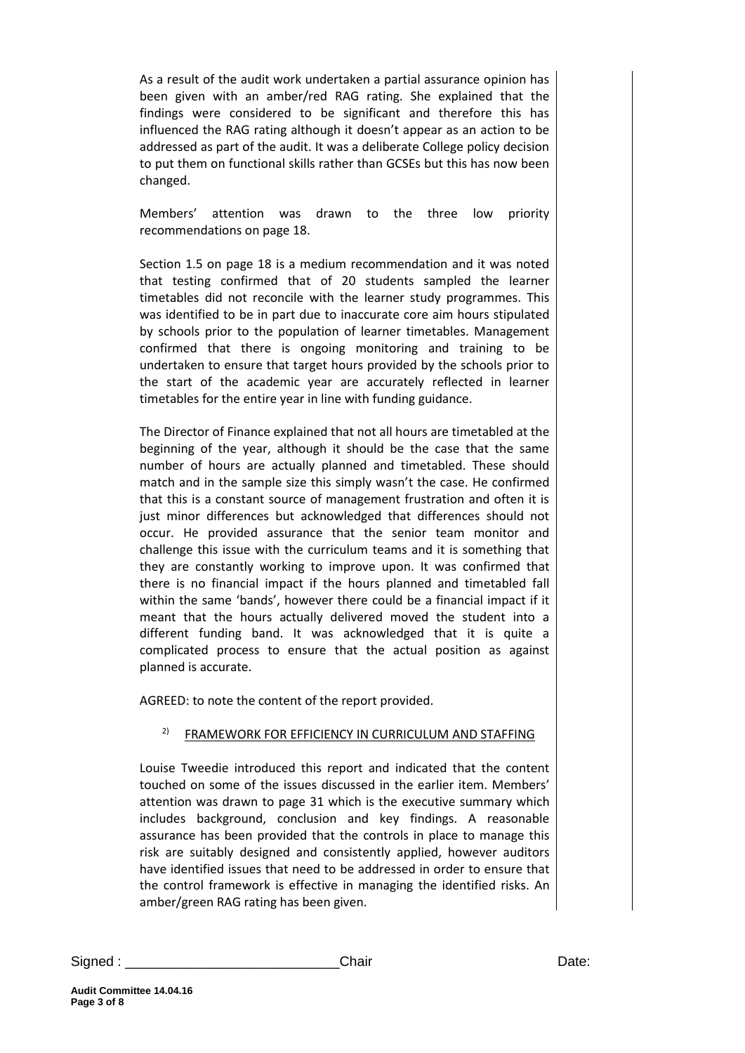As a result of the audit work undertaken a partial assurance opinion has been given with an amber/red RAG rating. She explained that the findings were considered to be significant and therefore this has influenced the RAG rating although it doesn't appear as an action to be addressed as part of the audit. It was a deliberate College policy decision to put them on functional skills rather than GCSEs but this has now been changed.

Members' attention was drawn to the three low priority recommendations on page 18.

Section 1.5 on page 18 is a medium recommendation and it was noted that testing confirmed that of 20 students sampled the learner timetables did not reconcile with the learner study programmes. This was identified to be in part due to inaccurate core aim hours stipulated by schools prior to the population of learner timetables. Management confirmed that there is ongoing monitoring and training to be undertaken to ensure that target hours provided by the schools prior to the start of the academic year are accurately reflected in learner timetables for the entire year in line with funding guidance.

The Director of Finance explained that not all hours are timetabled at the beginning of the year, although it should be the case that the same number of hours are actually planned and timetabled. These should match and in the sample size this simply wasn't the case. He confirmed that this is a constant source of management frustration and often it is just minor differences but acknowledged that differences should not occur. He provided assurance that the senior team monitor and challenge this issue with the curriculum teams and it is something that they are constantly working to improve upon. It was confirmed that there is no financial impact if the hours planned and timetabled fall within the same 'bands', however there could be a financial impact if it meant that the hours actually delivered moved the student into a different funding band. It was acknowledged that it is quite a complicated process to ensure that the actual position as against planned is accurate.

AGREED: to note the content of the report provided.

2) FRAMEWORK FOR EFFICIENCY IN CURRICULUM AND STAFFING

Louise Tweedie introduced this report and indicated that the content touched on some of the issues discussed in the earlier item. Members' attention was drawn to page 31 which is the executive summary which includes background, conclusion and key findings. A reasonable assurance has been provided that the controls in place to manage this risk are suitably designed and consistently applied, however auditors have identified issues that need to be addressed in order to ensure that the control framework is effective in managing the identified risks. An amber/green RAG rating has been given.

Signed : ___________________________Chair Date: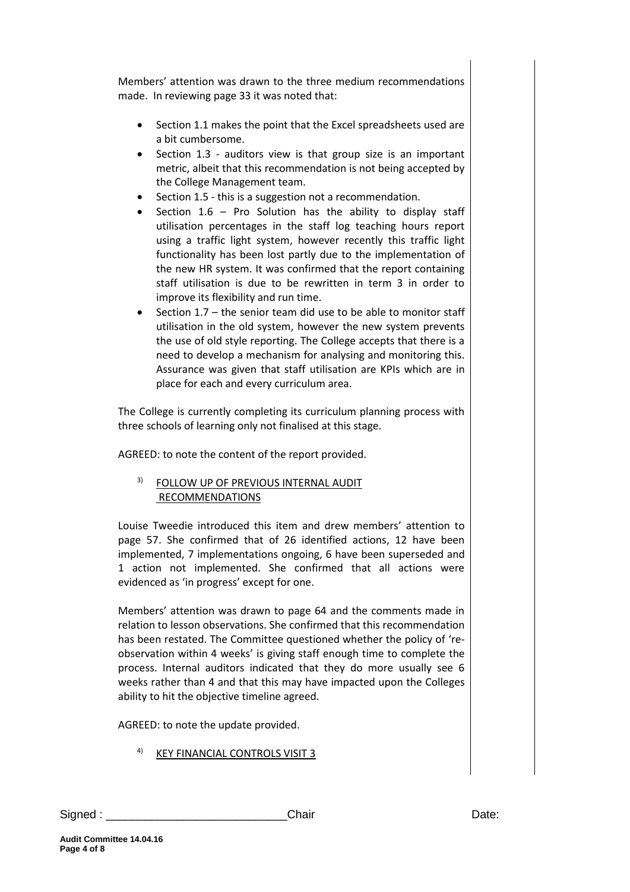Members' attention was drawn to the three medium recommendations made. In reviewing page 33 it was noted that:

- Section 1.1 makes the point that the Excel spreadsheets used are a bit cumbersome.
- Section 1.3 - auditors view is that group size is an important metric, albeit that this recommendation is not being accepted by the College Management team.
- Section 1.5 - this is a suggestion not a recommendation.
- Section 1.6 – Pro Solution has the ability to display staff utilisation percentages in the staff log teaching hours report using a traffic light system, however recently this traffic light functionality has been lost partly due to the implementation of the new HR system. It was confirmed that the report containing staff utilisation is due to be rewritten in term 3 in order to improve its flexibility and run time.
- Section 1.7 – the senior team did use to be able to monitor staff utilisation in the old system, however the new system prevents the use of old style reporting. The College accepts that there is a need to develop a mechanism for analysing and monitoring this. Assurance was given that staff utilisation are KPIs which are in place for each and every curriculum area.

The College is currently completing its curriculum planning process with three schools of learning only not finalised at this stage.

AGREED: to note the content of the report provided.

3) FOLLOW UP OF PREVIOUS INTERNAL AUDIT RECOMMENDATIONS

Louise Tweedie introduced this item and drew members' attention to page 57. She confirmed that of 26 identified actions, 12 have been implemented, 7 implementations ongoing, 6 have been superseded and 1 action not implemented. She confirmed that all actions were evidenced as 'in progress' except for one.

Members' attention was drawn to page 64 and the comments made in relation to lesson observations. She confirmed that this recommendation has been restated. The Committee questioned whether the policy of 're-observation within 4 weeks' is giving staff enough time to complete the process. Internal auditors indicated that they do more usually see 6 weeks rather than 4 and that this may have impacted upon the Colleges ability to hit the objective timeline agreed.

AGREED: to note the update provided.

4) KEY FINANCIAL CONTROLS VISIT 3

Signed : ___________________________Chair Date: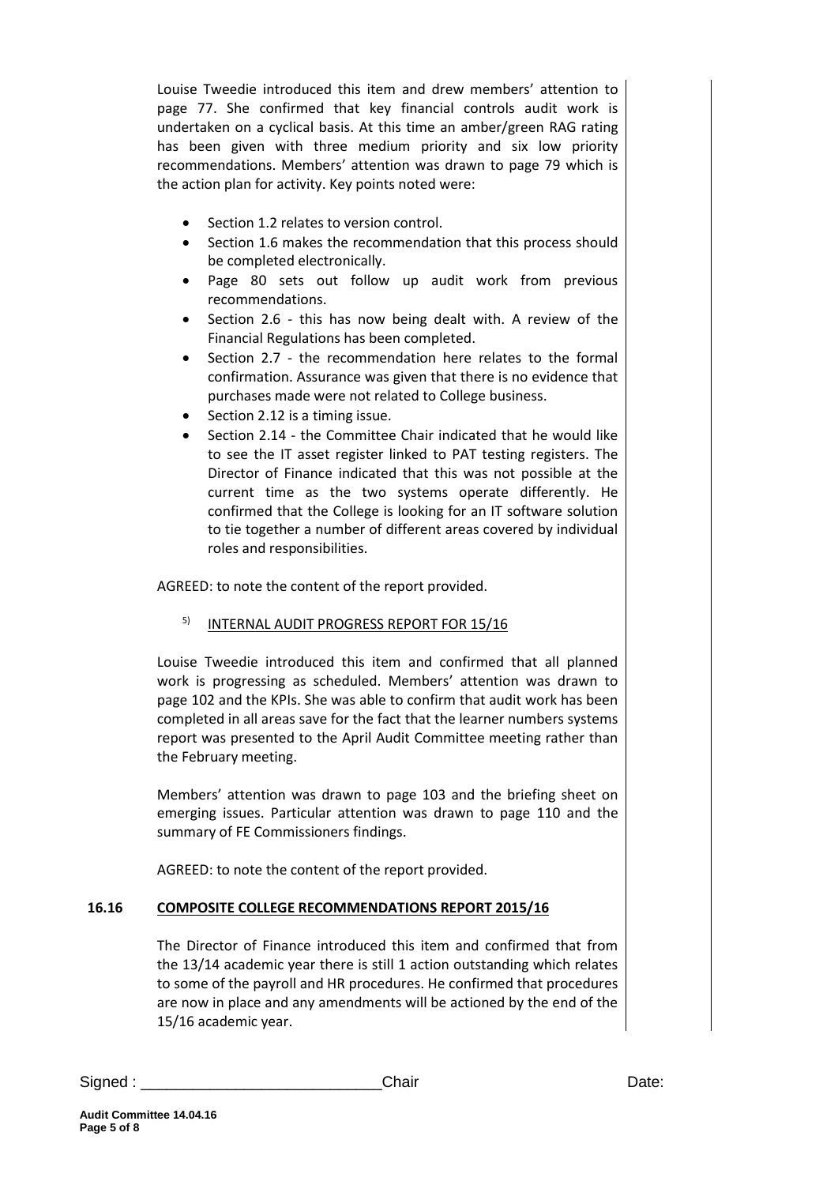Louise Tweedie introduced this item and drew members' attention to page 77. She confirmed that key financial controls audit work is undertaken on a cyclical basis. At this time an amber/green RAG rating has been given with three medium priority and six low priority recommendations. Members' attention was drawn to page 79 which is the action plan for activity. Key points noted were:

- Section 1.2 relates to version control.
- Section 1.6 makes the recommendation that this process should be completed electronically.
- Page 80 sets out follow up audit work from previous recommendations.
- Section 2.6 - this has now being dealt with. A review of the Financial Regulations has been completed.
- Section 2.7 - the recommendation here relates to the formal confirmation. Assurance was given that there is no evidence that purchases made were not related to College business.
- Section 2.12 is a timing issue.
- Section 2.14 - the Committee Chair indicated that he would like to see the IT asset register linked to PAT testing registers. The Director of Finance indicated that this was not possible at the current time as the two systems operate differently. He confirmed that the College is looking for an IT software solution to tie together a number of different areas covered by individual roles and responsibilities.

AGREED: to note the content of the report provided.

5) INTERNAL AUDIT PROGRESS REPORT FOR 15/16

Louise Tweedie introduced this item and confirmed that all planned work is progressing as scheduled. Members' attention was drawn to page 102 and the KPIs. She was able to confirm that audit work has been completed in all areas save for the fact that the learner numbers systems report was presented to the April Audit Committee meeting rather than the February meeting.

Members' attention was drawn to page 103 and the briefing sheet on emerging issues. Particular attention was drawn to page 110 and the summary of FE Commissioners findings.

AGREED: to note the content of the report provided.

**16.16 COMPOSITE COLLEGE RECOMMENDATIONS REPORT 2015/16**

The Director of Finance introduced this item and confirmed that from the 13/14 academic year there is still 1 action outstanding which relates to some of the payroll and HR procedures. He confirmed that procedures are now in place and any amendments will be actioned by the end of the 15/16 academic year.

Signed : ___________________________Chair Date: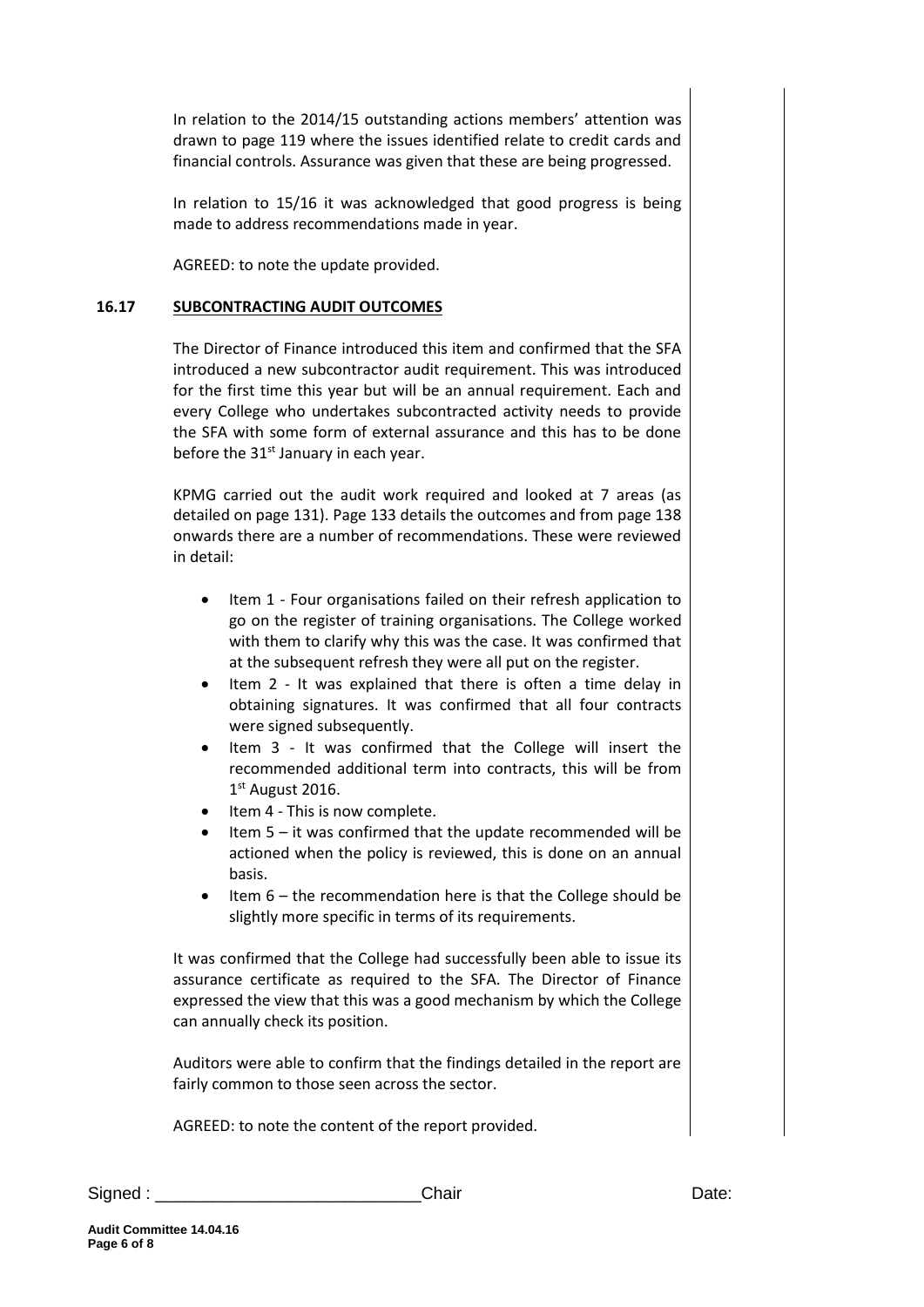In relation to the 2014/15 outstanding actions members' attention was drawn to page 119 where the issues identified relate to credit cards and financial controls. Assurance was given that these are being progressed.

In relation to 15/16 it was acknowledged that good progress is being made to address recommendations made in year.

AGREED: to note the update provided.

## 16.17 SUBCONTRACTING AUDIT OUTCOMES

The Director of Finance introduced this item and confirmed that the SFA introduced a new subcontractor audit requirement. This was introduced for the first time this year but will be an annual requirement. Each and every College who undertakes subcontracted activity needs to provide the SFA with some form of external assurance and this has to be done before the 31st January in each year.

KPMG carried out the audit work required and looked at 7 areas (as detailed on page 131). Page 133 details the outcomes and from page 138 onwards there are a number of recommendations. These were reviewed in detail:

- Item 1 - Four organisations failed on their refresh application to go on the register of training organisations. The College worked with them to clarify why this was the case. It was confirmed that at the subsequent refresh they were all put on the register.
- Item 2 - It was explained that there is often a time delay in obtaining signatures. It was confirmed that all four contracts were signed subsequently.
- Item 3 - It was confirmed that the College will insert the recommended additional term into contracts, this will be from 1st August 2016.
- Item 4 - This is now complete.
- Item 5 – it was confirmed that the update recommended will be actioned when the policy is reviewed, this is done on an annual basis.
- Item 6 – the recommendation here is that the College should be slightly more specific in terms of its requirements.

It was confirmed that the College had successfully been able to issue its assurance certificate as required to the SFA. The Director of Finance expressed the view that this was a good mechanism by which the College can annually check its position.

Auditors were able to confirm that the findings detailed in the report are fairly common to those seen across the sector.

AGREED: to note the content of the report provided.

Signed : ____________________________Chair Date:

**Audit Committee 14.04.16**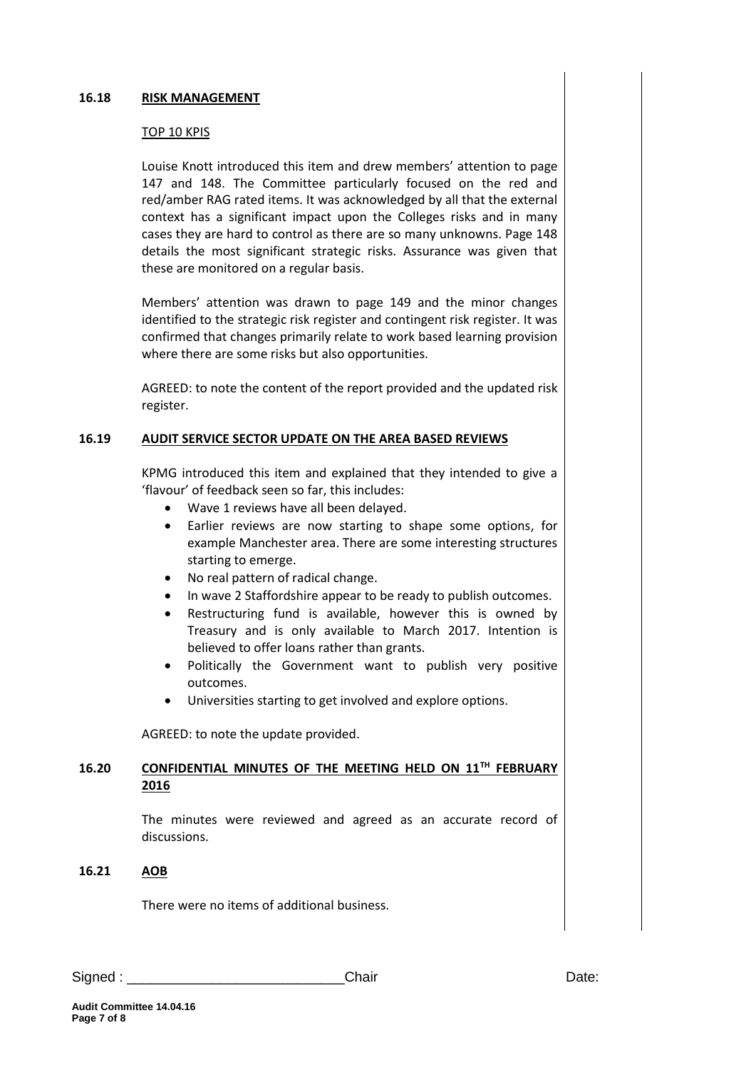## 16.18 RISK MANAGEMENT

TOP 10 KPIS

Louise Knott introduced this item and drew members' attention to page 147 and 148. The Committee particularly focused on the red and red/amber RAG rated items. It was acknowledged by all that the external context has a significant impact upon the Colleges risks and in many cases they are hard to control as there are so many unknowns. Page 148 details the most significant strategic risks. Assurance was given that these are monitored on a regular basis.

Members' attention was drawn to page 149 and the minor changes identified to the strategic risk register and contingent risk register. It was confirmed that changes primarily relate to work based learning provision where there are some risks but also opportunities.

AGREED: to note the content of the report provided and the updated risk register.

## 16.19 AUDIT SERVICE SECTOR UPDATE ON THE AREA BASED REVIEWS

KPMG introduced this item and explained that they intended to give a 'flavour' of feedback seen so far, this includes:

- Wave 1 reviews have all been delayed.
- Earlier reviews are now starting to shape some options, for example Manchester area. There are some interesting structures starting to emerge.
- No real pattern of radical change.
- In wave 2 Staffordshire appear to be ready to publish outcomes.
- Restructuring fund is available, however this is owned by Treasury and is only available to March 2017. Intention is believed to offer loans rather than grants.
- Politically the Government want to publish very positive outcomes.
- Universities starting to get involved and explore options.

AGREED: to note the update provided.

## 16.20 CONFIDENTIAL MINUTES OF THE MEETING HELD ON 11TH FEBRUARY 2016

The minutes were reviewed and agreed as an accurate record of discussions.

## 16.21 AOB

There were no items of additional business.

Signed : ____________________________Chair Date:

**Audit Committee 14.04.16**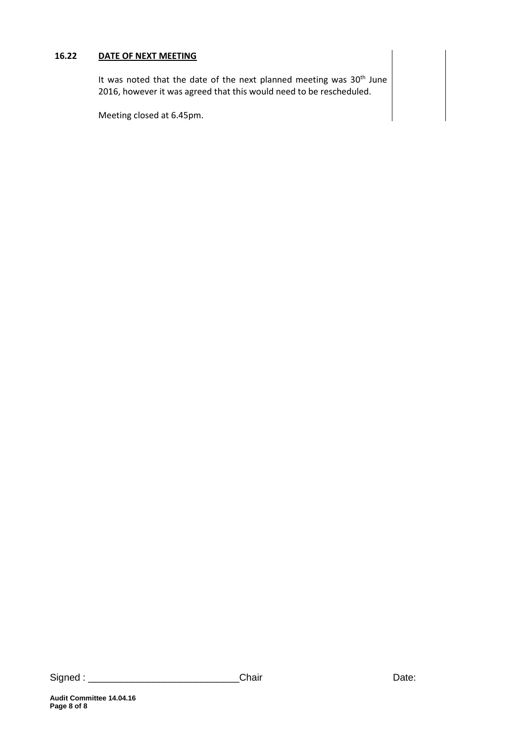**16.22 DATE OF NEXT MEETING**

It was noted that the date of the next planned meeting was 30th June 2016, however it was agreed that this would need to be rescheduled.

Meeting closed at 6.45pm.

Signed : ___________________________Chair Date: